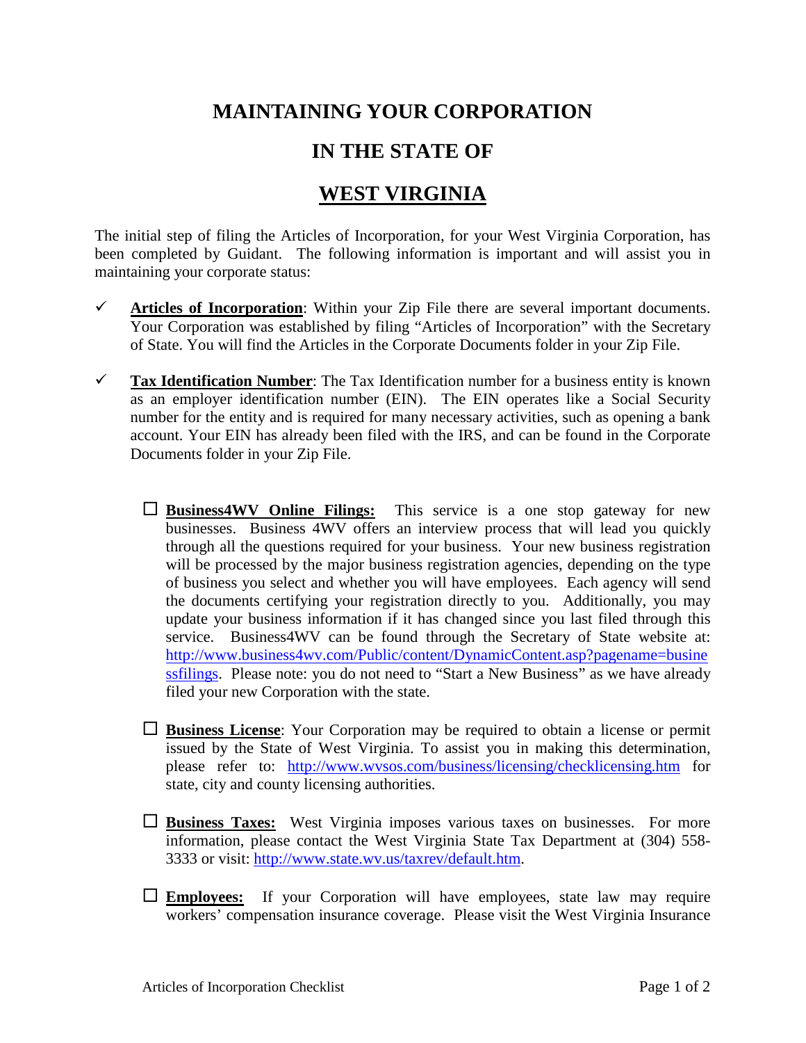# MAINTAINING YOUR CORPORATION

# IN THE STATE OF

# WEST VIRGINIA

The initial step of filing the Articles of Incorporation, for your West Virginia Corporation, has been completed by Guidant. The following information is important and will assist you in maintaining your corporate status:

- ✓ **Articles of Incorporation**: Within your Zip File there are several important documents. Your Corporation was established by filing "Articles of Incorporation" with the Secretary of State. You will find the Articles in the Corporate Documents folder in your Zip File.

- ✓ **Tax Identification Number**: The Tax Identification number for a business entity is known as an employer identification number (EIN). The EIN operates like a Social Security number for the entity and is required for many necessary activities, such as opening a bank account. Your EIN has already been filed with the IRS, and can be found in the Corporate Documents folder in your Zip File.

  - ☐ **Business4WV Online Filings:** This service is a one stop gateway for new businesses. Business 4WV offers an interview process that will lead you quickly through all the questions required for your business. Your new business registration will be processed by the major business registration agencies, depending on the type of business you select and whether you will have employees. Each agency will send the documents certifying your registration directly to you. Additionally, you may update your business information if it has changed since you last filed through this service. Business4WV can be found through the Secretary of State website at: http://www.business4wv.com/Public/content/DynamicContent.asp?pagename=businessfilings. Please note: you do not need to "Start a New Business" as we have already filed your new Corporation with the state.

  - ☐ **Business License**: Your Corporation may be required to obtain a license or permit issued by the State of West Virginia. To assist you in making this determination, please refer to: http://www.wvsos.com/business/licensing/checklicensing.htm for state, city and county licensing authorities.

  - ☐ **Business Taxes:** West Virginia imposes various taxes on businesses. For more information, please contact the West Virginia State Tax Department at (304) 558-3333 or visit: http://www.state.wv.us/taxrev/default.htm.

  - ☐ **Employees:** If your Corporation will have employees, state law may require workers' compensation insurance coverage. Please visit the West Virginia Insurance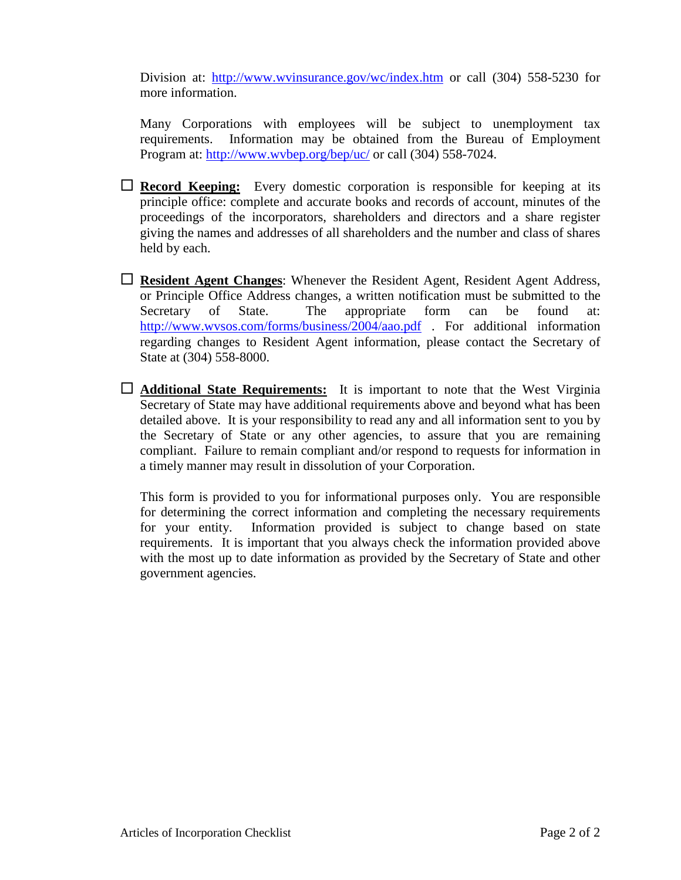Division at: http://www.wvinsurance.gov/wc/index.htm or call (304) 558-5230 for more information.

Many Corporations with employees will be subject to unemployment tax requirements. Information may be obtained from the Bureau of Employment Program at: http://www.wvbep.org/bep/uc/ or call (304) 558-7024.

- ☐ **Record Keeping:** Every domestic corporation is responsible for keeping at its principle office: complete and accurate books and records of account, minutes of the proceedings of the incorporators, shareholders and directors and a share register giving the names and addresses of all shareholders and the number and class of shares held by each.

- ☐ **Resident Agent Changes**: Whenever the Resident Agent, Resident Agent Address, or Principle Office Address changes, a written notification must be submitted to the Secretary of State. The appropriate form can be found at: http://www.wvsos.com/forms/business/2004/aao.pdf . For additional information regarding changes to Resident Agent information, please contact the Secretary of State at (304) 558-8000.

- ☐ **Additional State Requirements:** It is important to note that the West Virginia Secretary of State may have additional requirements above and beyond what has been detailed above. It is your responsibility to read any and all information sent to you by the Secretary of State or any other agencies, to assure that you are remaining compliant. Failure to remain compliant and/or respond to requests for information in a timely manner may result in dissolution of your Corporation.

This form is provided to you for informational purposes only. You are responsible for determining the correct information and completing the necessary requirements for your entity. Information provided is subject to change based on state requirements. It is important that you always check the information provided above with the most up to date information as provided by the Secretary of State and other government agencies.